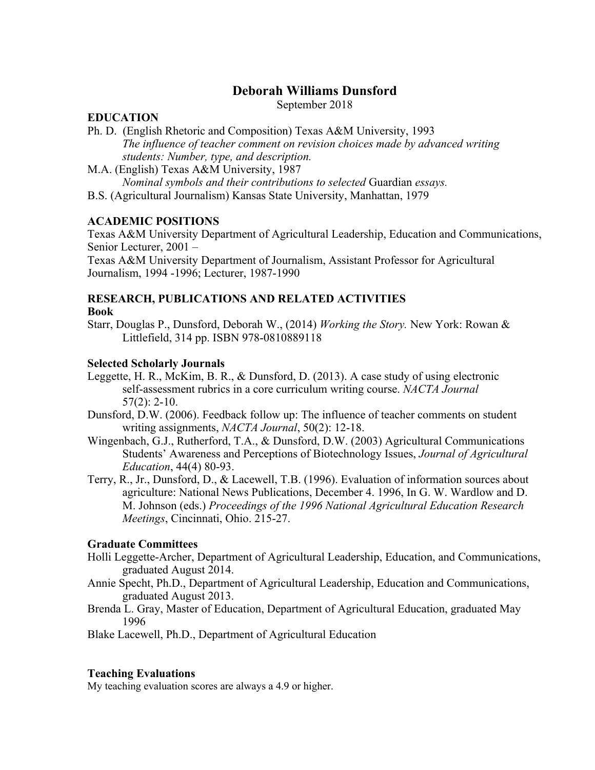# Deborah Williams Dunsford

September 2018

## EDUCATION

Ph. D. (English Rhetoric and Composition) Texas A&M University, 1993
*The influence of teacher comment on revision choices made by advanced writing students: Number, type, and description.*

M.A. (English) Texas A&M University, 1987
*Nominal symbols and their contributions to selected* Guardian *essays.*

B.S. (Agricultural Journalism) Kansas State University, Manhattan, 1979

## ACADEMIC POSITIONS

Texas A&M University Department of Agricultural Leadership, Education and Communications, Senior Lecturer, 2001 –

Texas A&M University Department of Journalism, Assistant Professor for Agricultural Journalism, 1994 -1996; Lecturer, 1987-1990

## RESEARCH, PUBLICATIONS AND RELATED ACTIVITIES

### Book

Starr, Douglas P., Dunsford, Deborah W., (2014) *Working the Story.* New York: Rowan & Littlefield, 314 pp. ISBN 978-0810889118

### Selected Scholarly Journals

Leggette, H. R., McKim, B. R., & Dunsford, D. (2013). A case study of using electronic self-assessment rubrics in a core curriculum writing course. *NACTA Journal* 57(2): 2-10.

Dunsford, D.W. (2006). Feedback follow up: The influence of teacher comments on student writing assignments, *NACTA Journal*, 50(2): 12-18.

Wingenbach, G.J., Rutherford, T.A., & Dunsford, D.W. (2003) Agricultural Communications Students' Awareness and Perceptions of Biotechnology Issues, *Journal of Agricultural Education*, 44(4) 80-93.

Terry, R., Jr., Dunsford, D., & Lacewell, T.B. (1996). Evaluation of information sources about agriculture: National News Publications, December 4. 1996, In G. W. Wardlow and D. M. Johnson (eds.) *Proceedings of the 1996 National Agricultural Education Research Meetings*, Cincinnati, Ohio. 215-27.

### Graduate Committees

Holli Leggette-Archer, Department of Agricultural Leadership, Education, and Communications, graduated August 2014.

Annie Specht, Ph.D., Department of Agricultural Leadership, Education and Communications, graduated August 2013.

Brenda L. Gray, Master of Education, Department of Agricultural Education, graduated May 1996

Blake Lacewell, Ph.D., Department of Agricultural Education

### Teaching Evaluations

My teaching evaluation scores are always a 4.9 or higher.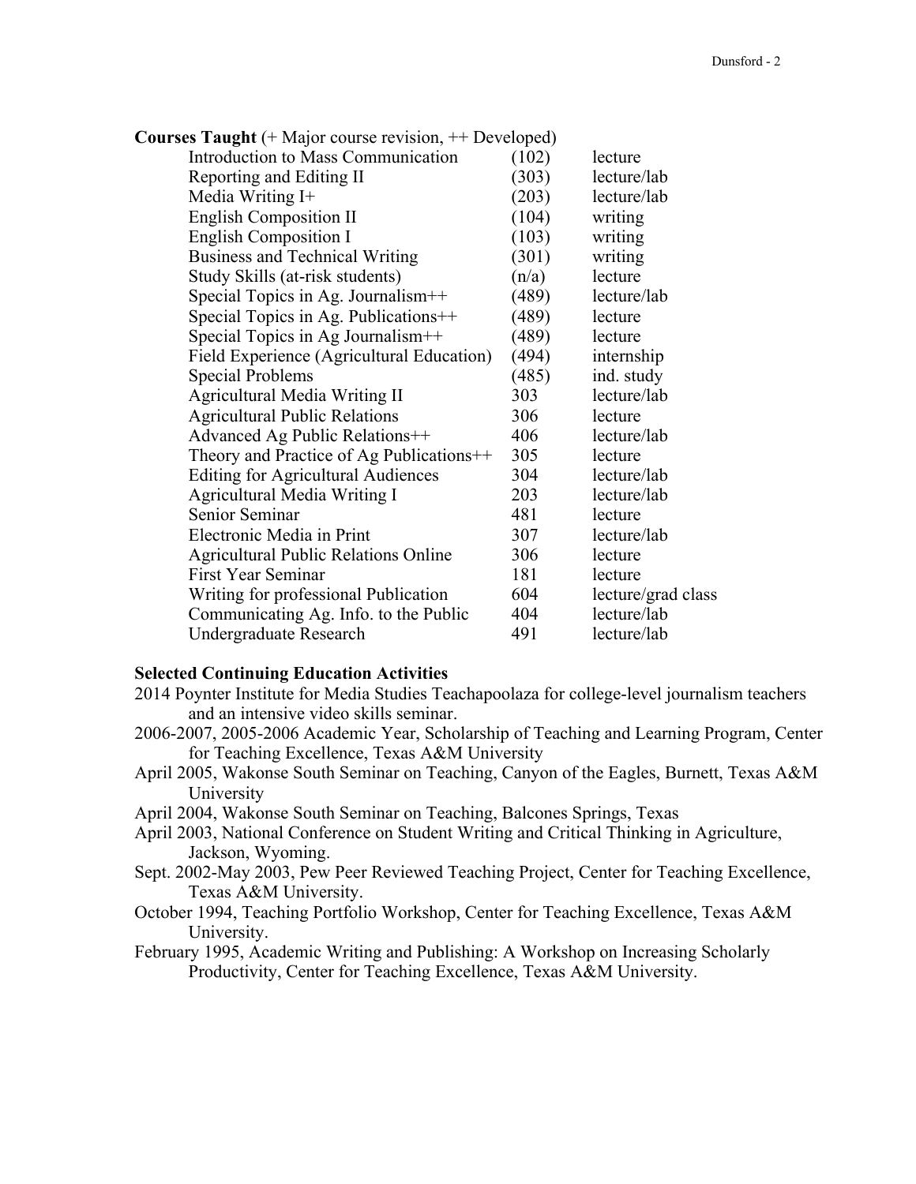**Courses Taught** (+ Major course revision, ++ Developed)

| | | |
|---|---|---|
| Introduction to Mass Communication | (102) | lecture |
| Reporting and Editing II | (303) | lecture/lab |
| Media Writing I+ | (203) | lecture/lab |
| English Composition II | (104) | writing |
| English Composition I | (103) | writing |
| Business and Technical Writing | (301) | writing |
| Study Skills (at-risk students) | (n/a) | lecture |
| Special Topics in Ag. Journalism++ | (489) | lecture/lab |
| Special Topics in Ag. Publications++ | (489) | lecture |
| Special Topics in Ag Journalism++ | (489) | lecture |
| Field Experience (Agricultural Education) | (494) | internship |
| Special Problems | (485) | ind. study |
| Agricultural Media Writing II | 303 | lecture/lab |
| Agricultural Public Relations | 306 | lecture |
| Advanced Ag Public Relations++ | 406 | lecture/lab |
| Theory and Practice of Ag Publications++ | 305 | lecture |
| Editing for Agricultural Audiences | 304 | lecture/lab |
| Agricultural Media Writing I | 203 | lecture/lab |
| Senior Seminar | 481 | lecture |
| Electronic Media in Print | 307 | lecture/lab |
| Agricultural Public Relations Online | 306 | lecture |
| First Year Seminar | 181 | lecture |
| Writing for professional Publication | 604 | lecture/grad class |
| Communicating Ag. Info. to the Public | 404 | lecture/lab |
| Undergraduate Research | 491 | lecture/lab |

**Selected Continuing Education Activities**

2014 Poynter Institute for Media Studies Teachapoolaza for college-level journalism teachers and an intensive video skills seminar.

2006-2007, 2005-2006 Academic Year, Scholarship of Teaching and Learning Program, Center for Teaching Excellence, Texas A&M University

April 2005, Wakonse South Seminar on Teaching, Canyon of the Eagles, Burnett, Texas A&M University

April 2004, Wakonse South Seminar on Teaching, Balcones Springs, Texas

April 2003, National Conference on Student Writing and Critical Thinking in Agriculture, Jackson, Wyoming.

Sept. 2002-May 2003, Pew Peer Reviewed Teaching Project, Center for Teaching Excellence, Texas A&M University.

October 1994, Teaching Portfolio Workshop, Center for Teaching Excellence, Texas A&M University.

February 1995, Academic Writing and Publishing: A Workshop on Increasing Scholarly Productivity, Center for Teaching Excellence, Texas A&M University.